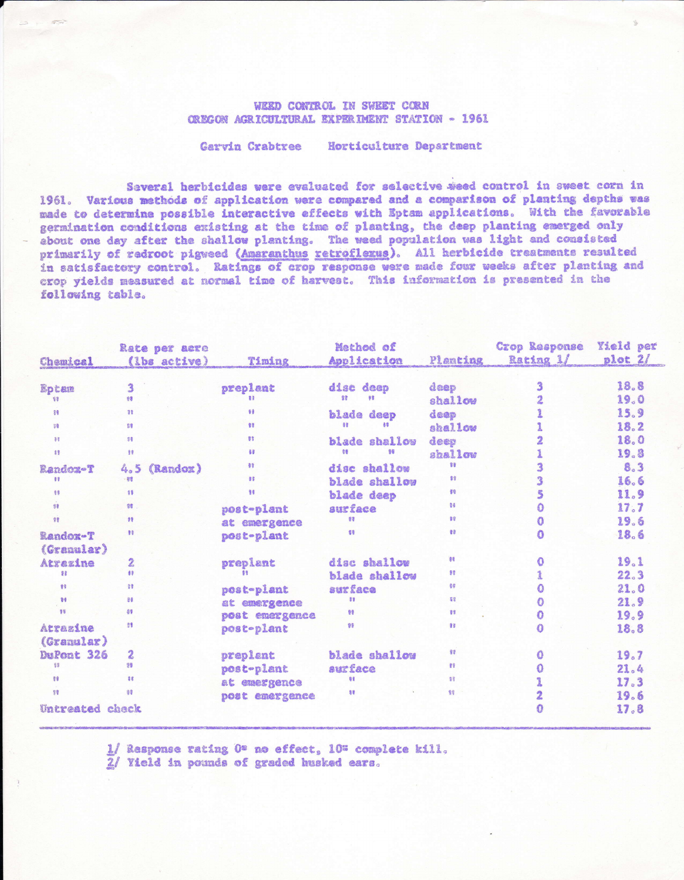# WEED CONTROL IN SWEET CORN
## OREGON AGRICULTURAL EXPERIMENT STATION - 1961

Garvin Crabtree    Horticulture Department

Several herbicides were evaluated for selective weed control in sweet corn in 1961. Various methods of application were compared and a comparison of planting depths was made to determine possible interactive effects with Eptam applications. With the favorable germination conditions existing at the time of planting, the deep planting emerged only about one day after the shallow planting. The weed population was light and consisted primarily of redroot pigweed (*Amaranthus retroflexus*). All herbicide treatments resulted in satisfactory control. Ratings of crop response were made four weeks after planting and crop yields measured at normal time of harvest. This information is presented in the following table.

| Chemical | Rate per acre (lbs active) | Timing | Method of Application | Planting | Crop Response Rating 1/ | Yield per plot 2/ |
|---|---|---|---|---|---|---|
| Eptam | 3 | preplant | disc deep | deep | 3 | 18.8 |
| " | " | " | " " | shallow | 2 | 19.0 |
| " | " | " | blade deep | deep | 1 | 15.9 |
| " | " | " | " " | shallow | 1 | 18.2 |
| " | " | " | blade shallow | deep | 2 | 18.0 |
| " | " | " | " " | shallow | 1 | 19.8 |
| Randox-T | 4.5 (Randox) | " | disc shallow | " | 3 | 8.3 |
| " | " | " | blade shallow | " | 3 | 16.6 |
| " | " | " | blade deep | " | 5 | 11.9 |
| " | " | post-plant | surface | " | 0 | 17.7 |
| " | " | at emergence | " | " | 0 | 19.6 |
| Randox-T (Granular) | " | post-plant | " | " | 0 | 18.6 |
| Atrazine | 2 | preplant | disc shallow | " | 0 | 19.1 |
| " | " | " | blade shallow | " | 1 | 22.3 |
| " | " | post-plant | surface | " | 0 | 21.0 |
| " | " | at emergence | " | " | 0 | 21.9 |
| " | " | post emergence | " | " | 0 | 19.9 |
| Atrazine (Granular) | " | post-plant | " | " | 0 | 18.8 |
| DuPont 326 | 2 | preplant | blade shallow | " | 0 | 19.7 |
| " | " | post-plant | surface | " | 0 | 21.4 |
| " | " | at emergence | " | " | 1 | 17.3 |
| " | " | post emergence | " | " | 2 | 19.6 |
| Untreated check | | | | | 0 | 17.8 |

1/ Response rating 0= no effect, 10= complete kill.
2/ Yield in pounds of graded husked ears.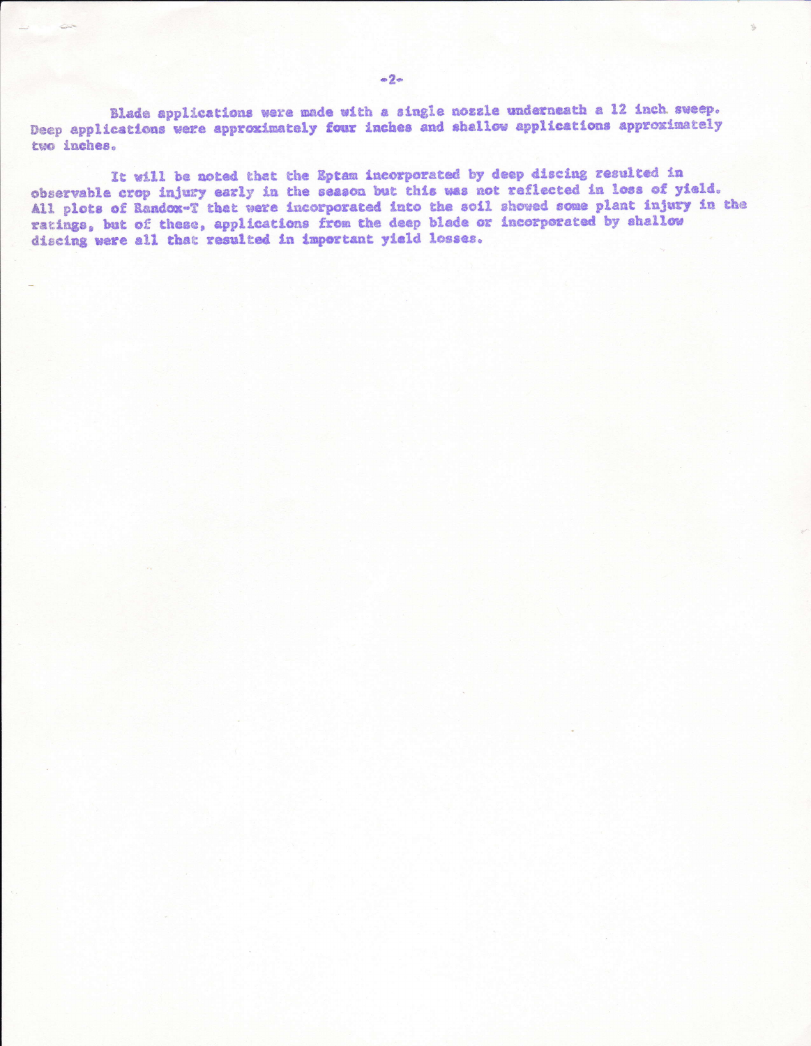Blade applications were made with a single nozzle underneath a 12 inch sweep. Deep applications were approximately four inches and shallow applications approximately two inches.

It will be noted that the Eptam incorporated by deep discing resulted in observable crop injury early in the season but this was not reflected in loss of yield. All plots of Randox-T that were incorporated into the soil showed some plant injury in the ratings, but of these, applications from the deep blade or incorporated by shallow discing were all that resulted in important yield losses.